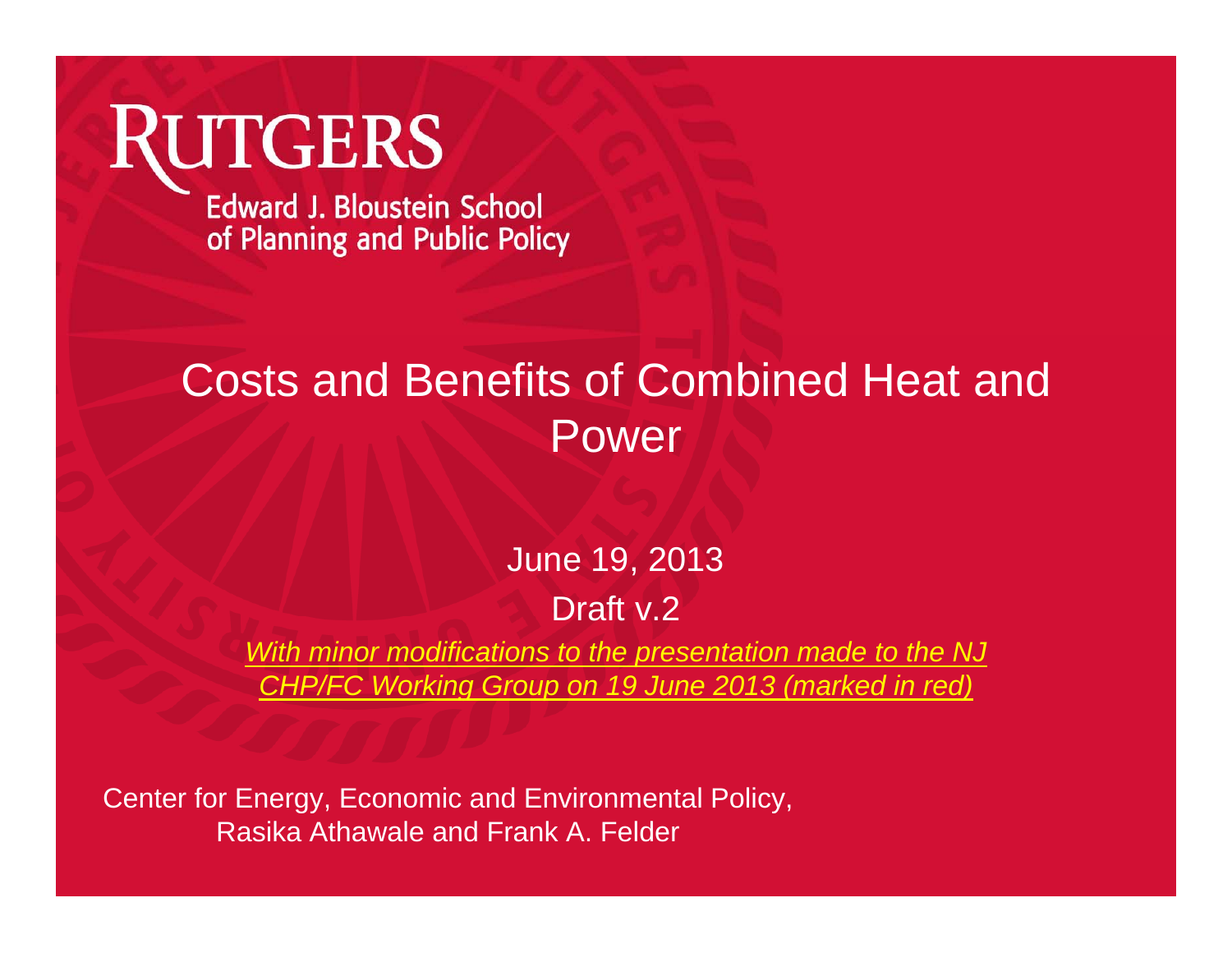RUTGERS

Edward J. Bloustein School of Planning and Public Policy

# Costs and Benefits of Combined Heat and Power

June 19, 2013

Draft v.2

*With minor modifications to the presentation made to the NJ CHP/FC Working Group on 19 June 2013 (marked in red)*

Center for Energy, Economic and Environmental Policy, Rasika Athawale and Frank A. Felder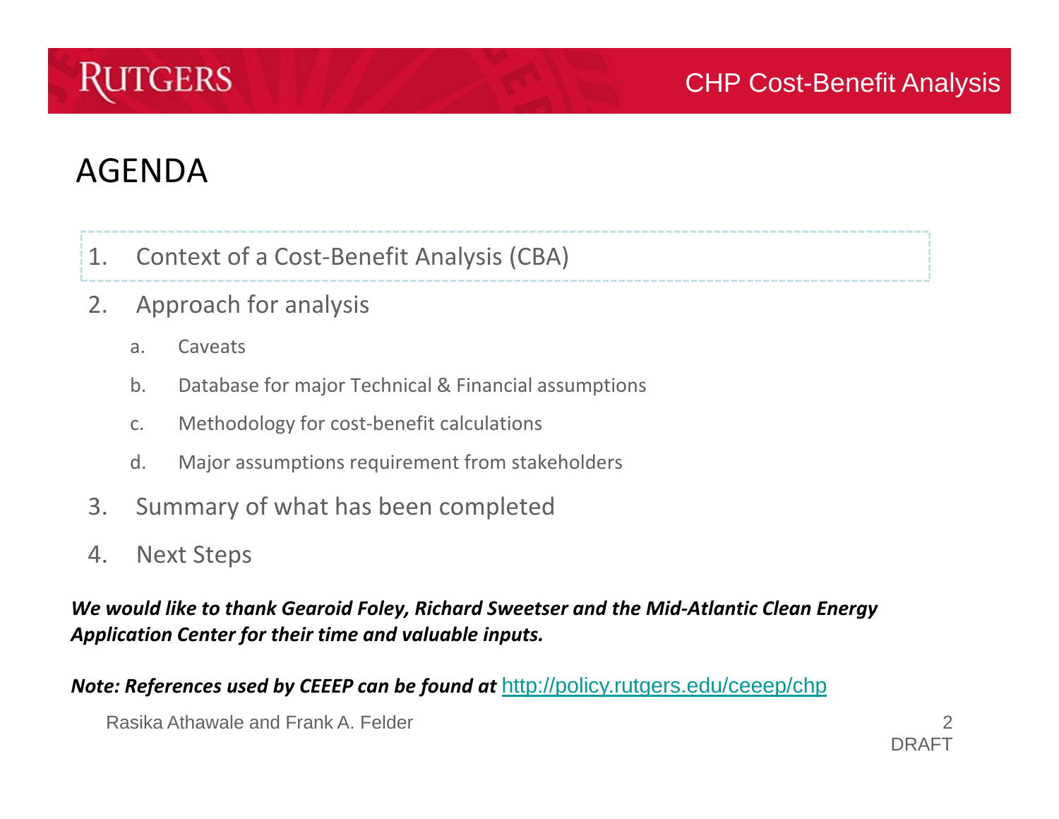# AGENDA

1. Context of a Cost-Benefit Analysis (CBA)
2. Approach for analysis
    a. Caveats
    b. Database for major Technical & Financial assumptions
    c. Methodology for cost-benefit calculations
    d. Major assumptions requirement from stakeholders
3. Summary of what has been completed
4. Next Steps

***We would like to thank Gearoid Foley, Richard Sweetser and the Mid-Atlantic Clean Energy Application Center for their time and valuable inputs.***

***Note: References used by CEEEP can be found at*** http://policy.rutgers.edu/ceeep/chp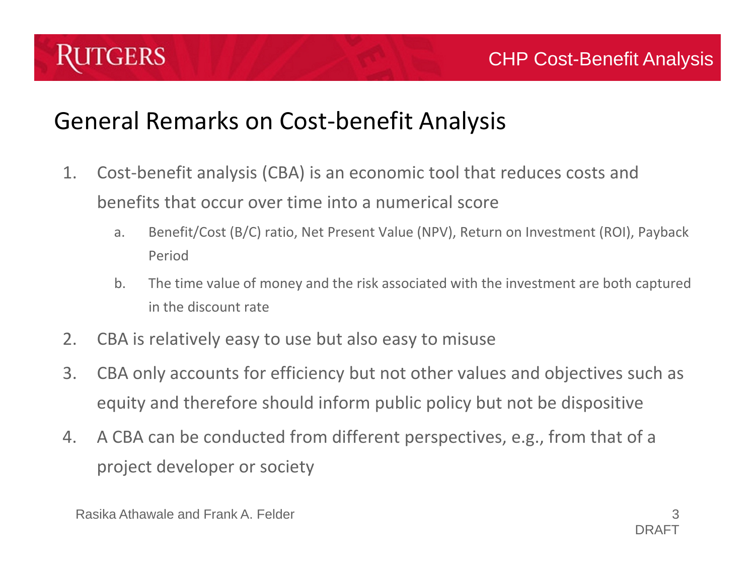## General Remarks on Cost-benefit Analysis

1. Cost-benefit analysis (CBA) is an economic tool that reduces costs and benefits that occur over time into a numerical score
   a. Benefit/Cost (B/C) ratio, Net Present Value (NPV), Return on Investment (ROI), Payback Period
   b. The time value of money and the risk associated with the investment are both captured in the discount rate
2. CBA is relatively easy to use but also easy to misuse
3. CBA only accounts for efficiency but not other values and objectives such as equity and therefore should inform public policy but not be dispositive
4. A CBA can be conducted from different perspectives, e.g., from that of a project developer or society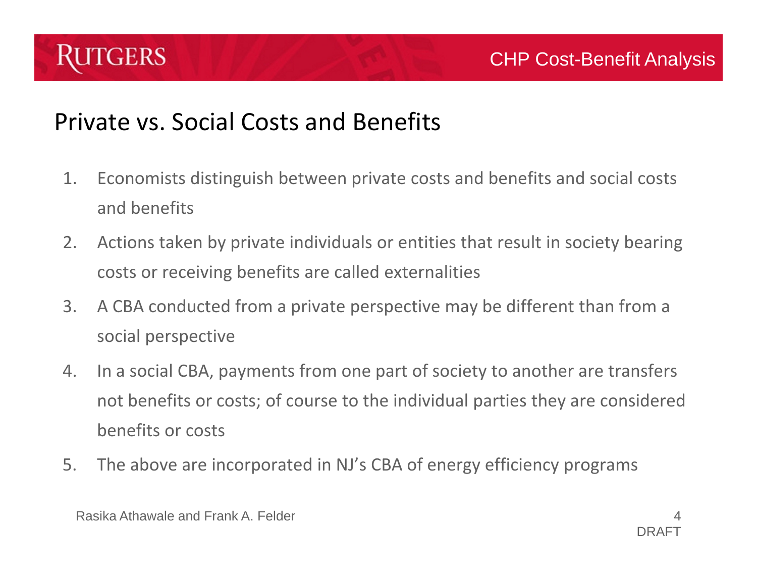## Private vs. Social Costs and Benefits

1. Economists distinguish between private costs and benefits and social costs and benefits
2. Actions taken by private individuals or entities that result in society bearing costs or receiving benefits are called externalities
3. A CBA conducted from a private perspective may be different than from a social perspective
4. In a social CBA, payments from one part of society to another are transfers not benefits or costs; of course to the individual parties they are considered benefits or costs
5. The above are incorporated in NJ's CBA of energy efficiency programs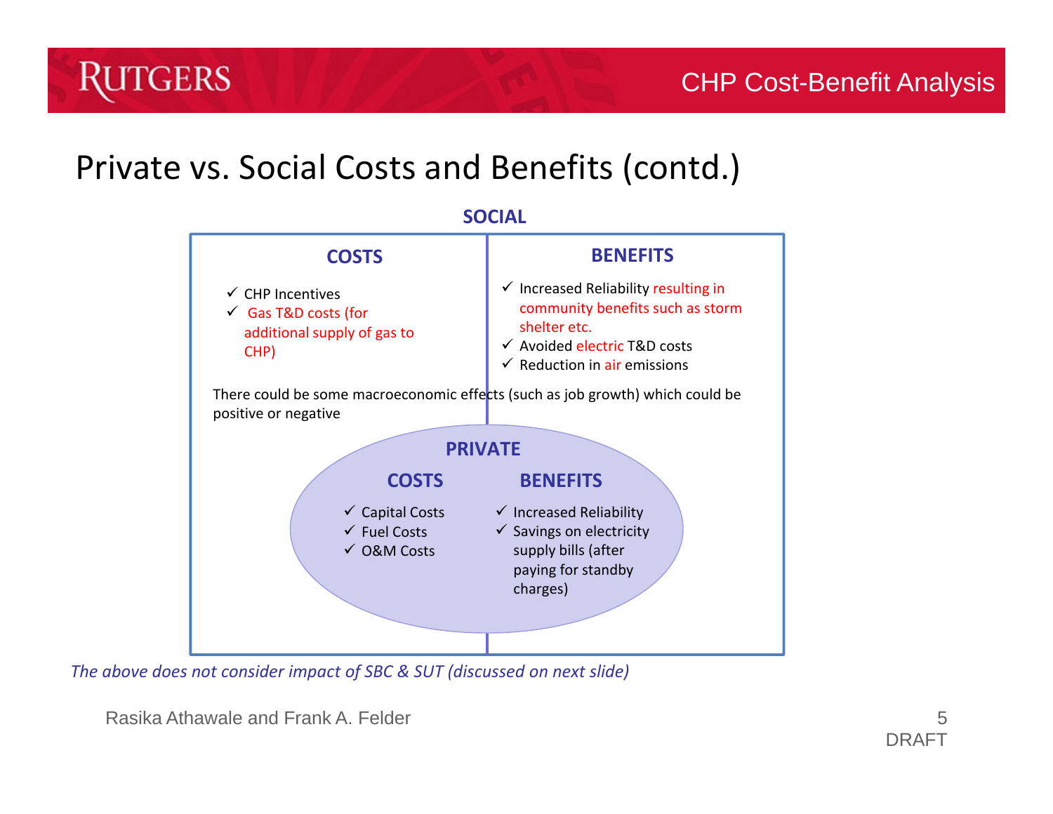## Private vs. Social Costs and Benefits (contd.)

**SOCIAL**

**COSTS**

- ✓ CHP Incentives
- ✓ Gas T&D costs (for additional supply of gas to CHP)

**BENEFITS**

- ✓ Increased Reliability resulting in community benefits such as storm shelter etc.
- ✓ Avoided electric T&D costs
- ✓ Reduction in air emissions

There could be some macroeconomic effects (such as job growth) which could be positive or negative

**PRIVATE**

**COSTS**

- ✓ Capital Costs
- ✓ Fuel Costs
- ✓ O&M Costs

**BENEFITS**

- ✓ Increased Reliability
- ✓ Savings on electricity supply bills (after paying for standby charges)

*The above does not consider impact of SBC & SUT (discussed on next slide)*

Rasika Athawale and Frank A. Felder

DRAFT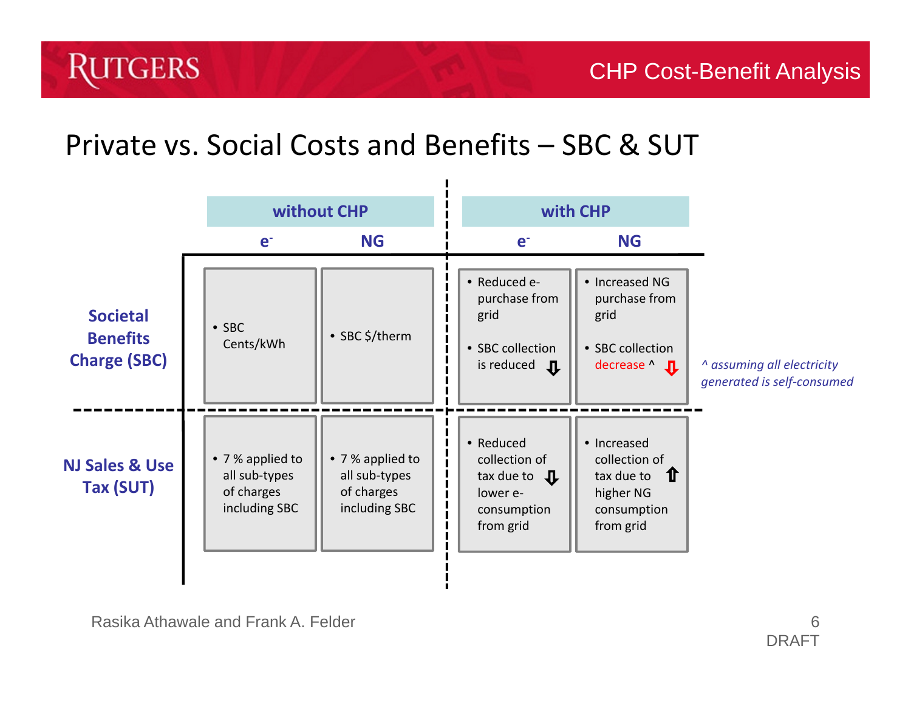## Private vs. Social Costs and Benefits – SBC & SUT

| | without CHP | | with CHP | |
|---|---|---|---|---|
| | $e^-$ | NG | $e^-$ | NG |
| **Societal Benefits Charge (SBC)** | • SBC Cents/kWh | • SBC $/therm | • Reduced e-purchase from grid<br>• SBC collection is reduced ⇩ | • Increased NG purchase from grid<br>• SBC collection decrease ^ ⇩ |
| **NJ Sales & Use Tax (SUT)** | • 7 % applied to all sub-types of charges including SBC | • 7 % applied to all sub-types of charges including SBC | • Reduced collection of tax due to ⇩ lower e-consumption from grid | • Increased collection of tax due to ⇧ higher NG consumption from grid |

*^ assuming all electricity generated is self-consumed*

Rasika Athawale and Frank A. Felder

DRAFT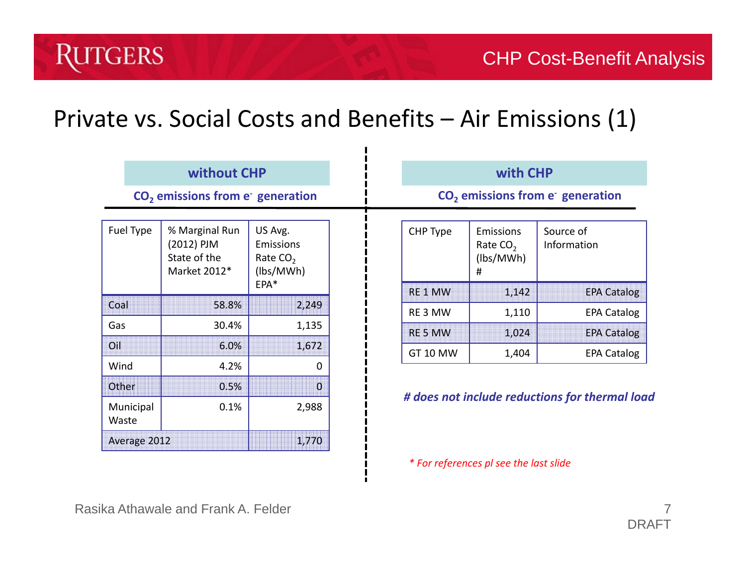# Private vs. Social Costs and Benefits – Air Emissions (1)

## without CHP

**$CO_2$ emissions from $e^-$ generation**

| Fuel Type | % Marginal Run (2012) PJM State of the Market 2012* | US Avg. Emissions Rate $CO_2$ (lbs/MWh) EPA* |
|---|---|---|
| Coal | 58.8% | 2,249 |
| Gas | 30.4% | 1,135 |
| Oil | 6.0% | 1,672 |
| Wind | 4.2% | 0 |
| Other | 0.5% | 0 |
| Municipal Waste | 0.1% | 2,988 |
| Average 2012 | | 1,770 |

## with CHP

**$CO_2$ emissions from $e^-$ generation**

| CHP Type | Emissions Rate $CO_2$ (lbs/MWh) # | Source of Information |
|---|---|---|
| RE 1 MW | 1,142 | EPA Catalog |
| RE 3 MW | 1,110 | EPA Catalog |
| RE 5 MW | 1,024 | EPA Catalog |
| GT 10 MW | 1,404 | EPA Catalog |

***# does not include reductions for thermal load***

*\* For references pl see the last slide*

Rasika Athawale and Frank A. Felder

DRAFT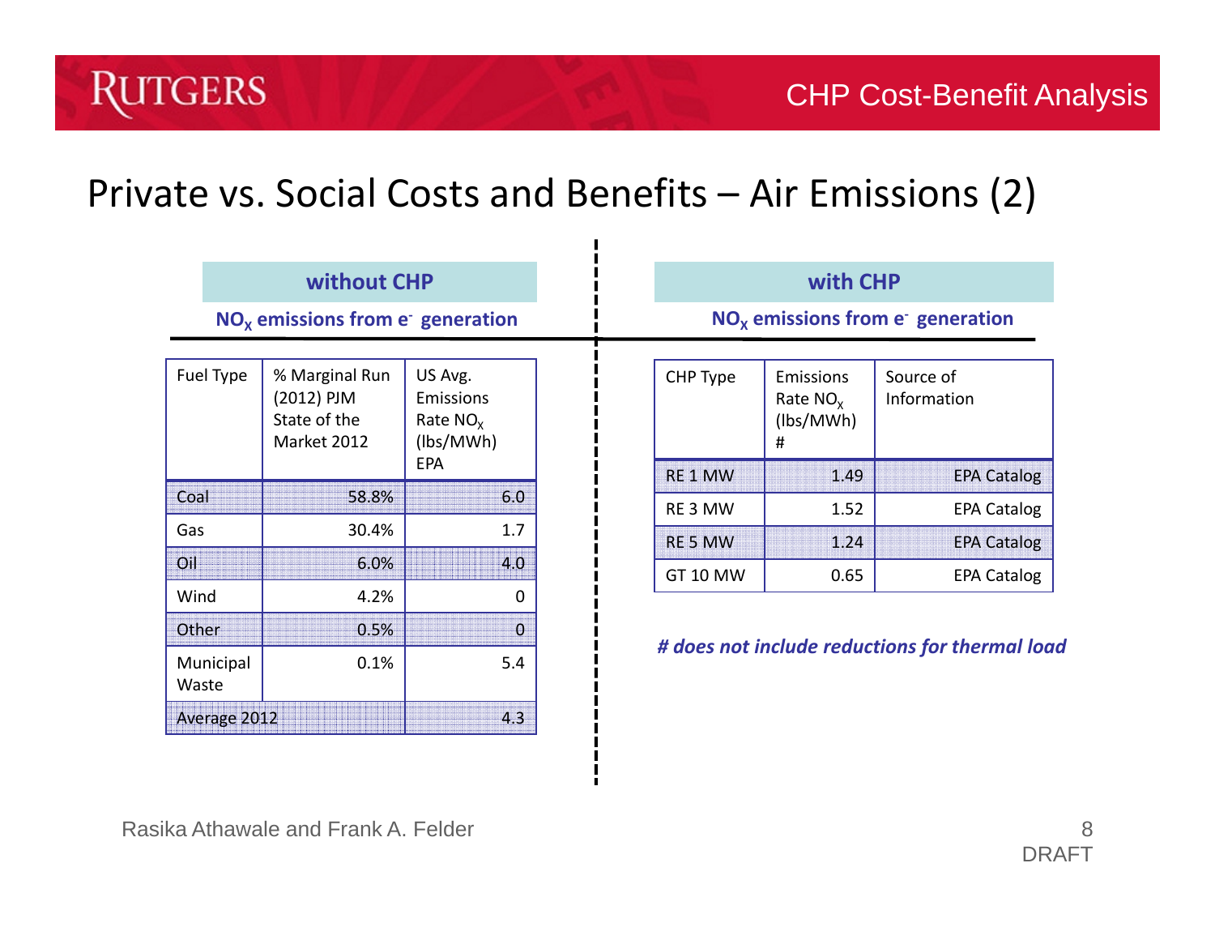## Private vs. Social Costs and Benefits – Air Emissions (2)

### without CHP

**$NO_X$ emissions from $e^-$ generation**

| Fuel Type | % Marginal Run (2012) PJM State of the Market 2012 | US Avg. Emissions Rate $NO_X$ (lbs/MWh) EPA |
|---|---|---|
| Coal | 58.8% | 6.0 |
| Gas | 30.4% | 1.7 |
| Oil | 6.0% | 4.0 |
| Wind | 4.2% | 0 |
| Other | 0.5% | 0 |
| Municipal Waste | 0.1% | 5.4 |
| Average 2012 | | 4.3 |

### with CHP

**$NO_X$ emissions from $e^-$ generation**

| CHP Type | Emissions Rate $NO_X$ (lbs/MWh) # | Source of Information |
|---|---|---|
| RE 1 MW | 1.49 | EPA Catalog |
| RE 3 MW | 1.52 | EPA Catalog |
| RE 5 MW | 1.24 | EPA Catalog |
| GT 10 MW | 0.65 | EPA Catalog |

***# does not include reductions for thermal load***

Rasika Athawale and Frank A. Felder

DRAFT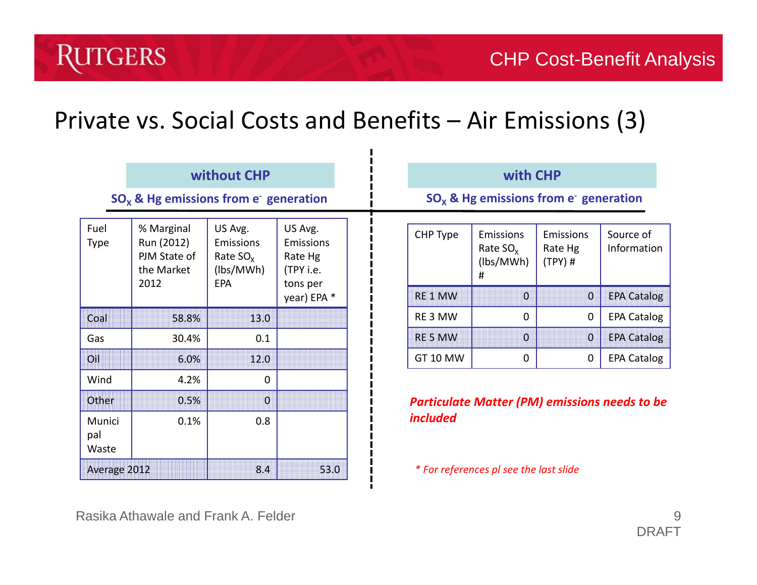# Private vs. Social Costs and Benefits – Air Emissions (3)

## without CHP

**$SO_X$ & Hg emissions from $e^-$ generation**

| Fuel Type | % Marginal Run (2012) PJM State of the Market 2012 | US Avg. Emissions Rate $SO_X$ (lbs/MWh) EPA | US Avg. Emissions Rate Hg (TPY i.e. tons per year) EPA * |
|---|---|---|---|
| Coal | 58.8% | 13.0 | |
| Gas | 30.4% | 0.1 | |
| Oil | 6.0% | 12.0 | |
| Wind | 4.2% | 0 | |
| Other | 0.5% | 0 | |
| Municipal Waste | 0.1% | 0.8 | |
| Average 2012 | | 8.4 | 53.0 |

## with CHP

**$SO_X$ & Hg emissions from $e^-$ generation**

| CHP Type | Emissions Rate $SO_X$ (lbs/MWh) # | Emissions Rate Hg (TPY) # | Source of Information |
|---|---|---|---|
| RE 1 MW | 0 | 0 | EPA Catalog |
| RE 3 MW | 0 | 0 | EPA Catalog |
| RE 5 MW | 0 | 0 | EPA Catalog |
| GT 10 MW | 0 | 0 | EPA Catalog |

***Particulate Matter (PM) emissions needs to be included***

*\* For references pl see the last slide*

Rasika Athawale and Frank A. Felder

DRAFT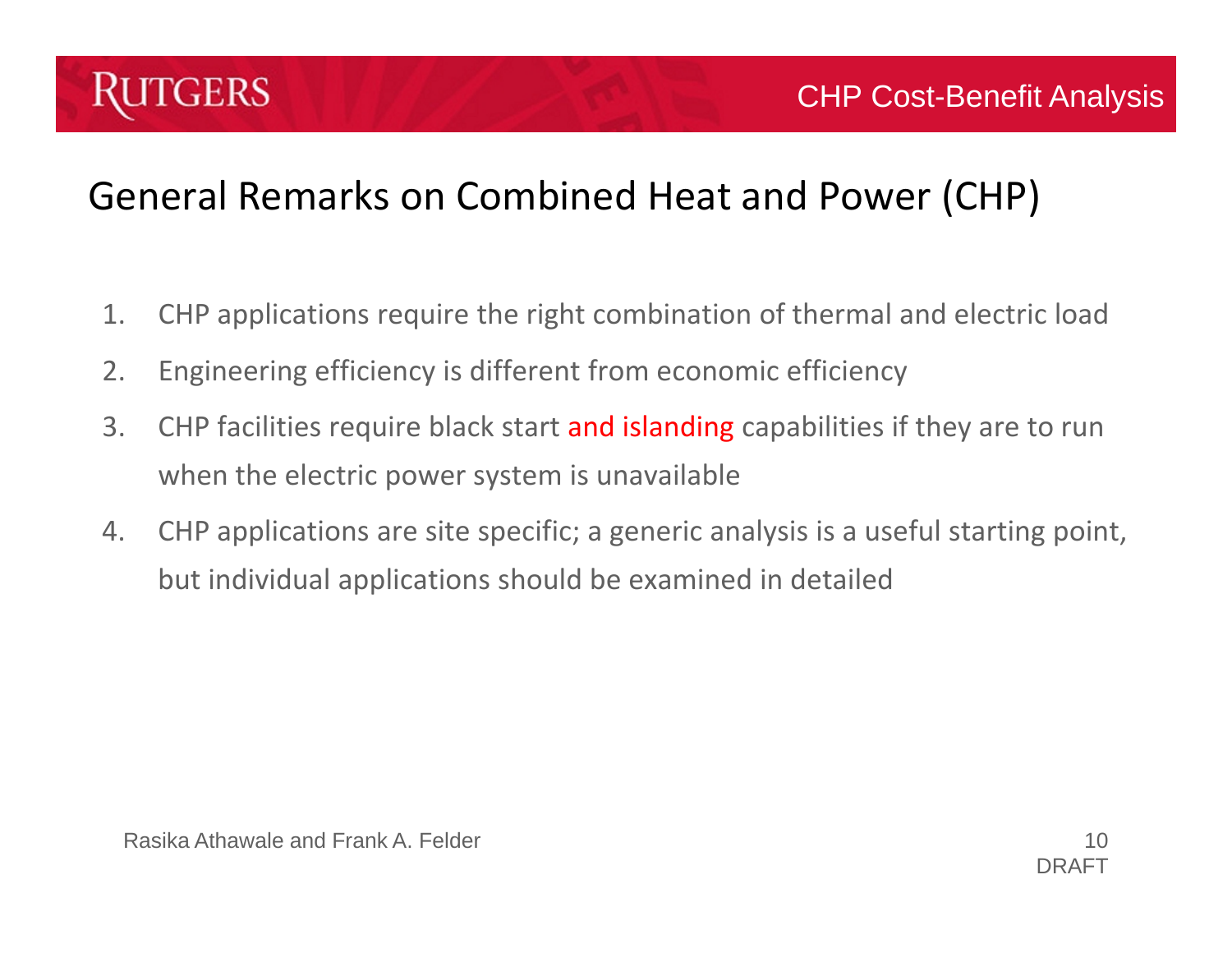## General Remarks on Combined Heat and Power (CHP)

1. CHP applications require the right combination of thermal and electric load
2. Engineering efficiency is different from economic efficiency
3. CHP facilities require black start and islanding capabilities if they are to run when the electric power system is unavailable
4. CHP applications are site specific; a generic analysis is a useful starting point, but individual applications should be examined in detailed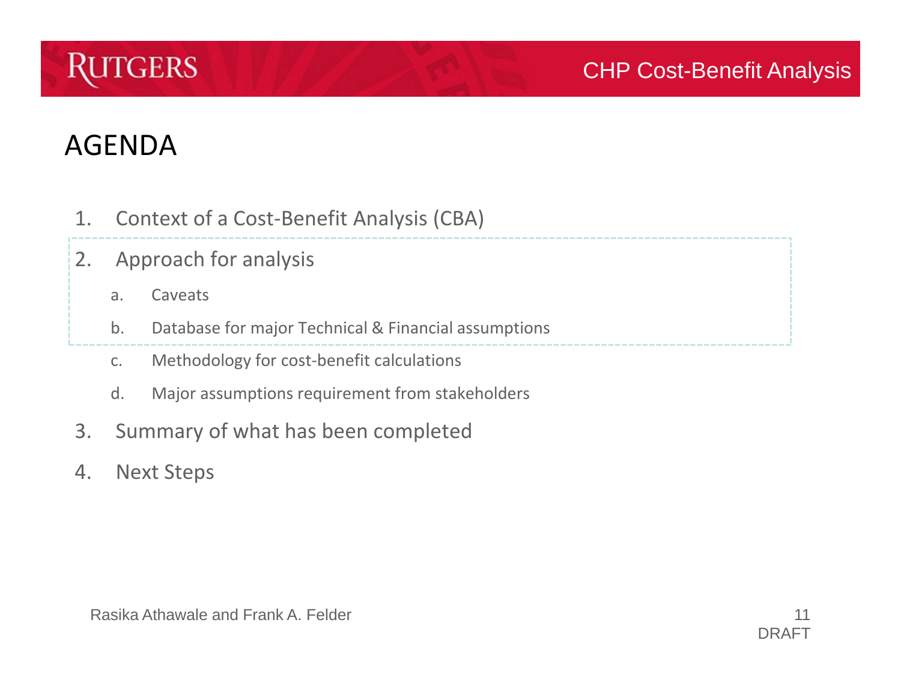# AGENDA

1. Context of a Cost-Benefit Analysis (CBA)
2. Approach for analysis
   a. Caveats
   b. Database for major Technical & Financial assumptions
   c. Methodology for cost-benefit calculations
   d. Major assumptions requirement from stakeholders
3. Summary of what has been completed
4. Next Steps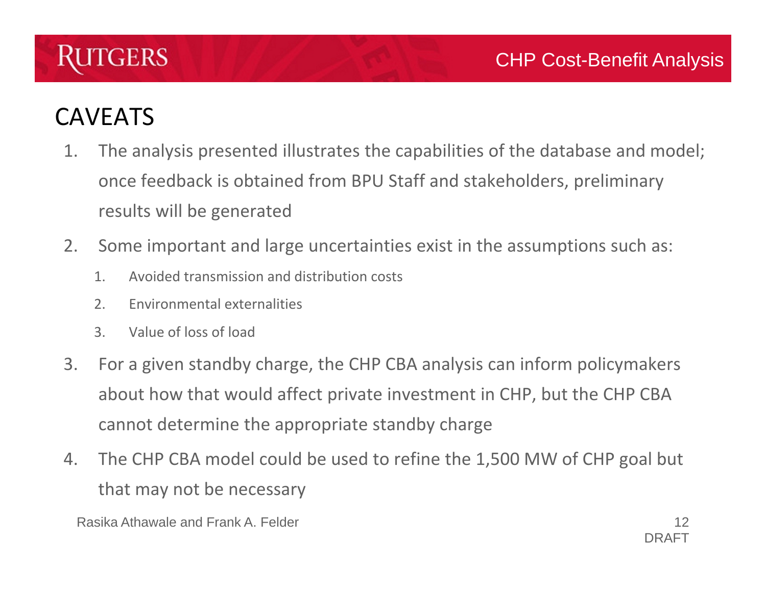## CAVEATS

1. The analysis presented illustrates the capabilities of the database and model; once feedback is obtained from BPU Staff and stakeholders, preliminary results will be generated
2. Some important and large uncertainties exist in the assumptions such as:
   1. Avoided transmission and distribution costs
   2. Environmental externalities
   3. Value of loss of load
3. For a given standby charge, the CHP CBA analysis can inform policymakers about how that would affect private investment in CHP, but the CHP CBA cannot determine the appropriate standby charge
4. The CHP CBA model could be used to refine the 1,500 MW of CHP goal but that may not be necessary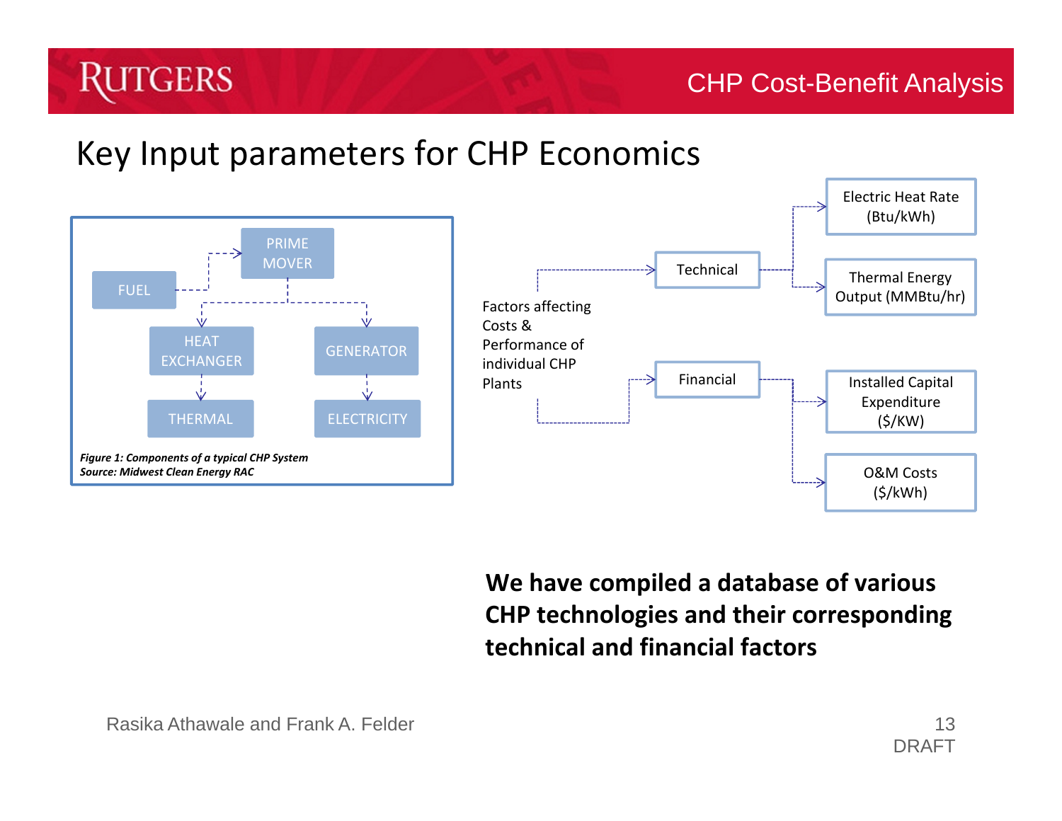# Key Input parameters for CHP Economics

FUEL

PRIME MOVER

HEAT EXCHANGER

GENERATOR

THERMAL

ELECTRICITY

*Figure 1: Components of a typical CHP System*
*Source: Midwest Clean Energy RAC*

Factors affecting Costs & Performance of individual CHP Plants

Technical

Electric Heat Rate (Btu/kWh)

Thermal Energy Output (MMBtu/hr)

Financial

Installed Capital Expenditure ($/KW)

O&M Costs ($/kWh)

**We have compiled a database of various CHP technologies and their corresponding technical and financial factors**

Rasika Athawale and Frank A. Felder

DRAFT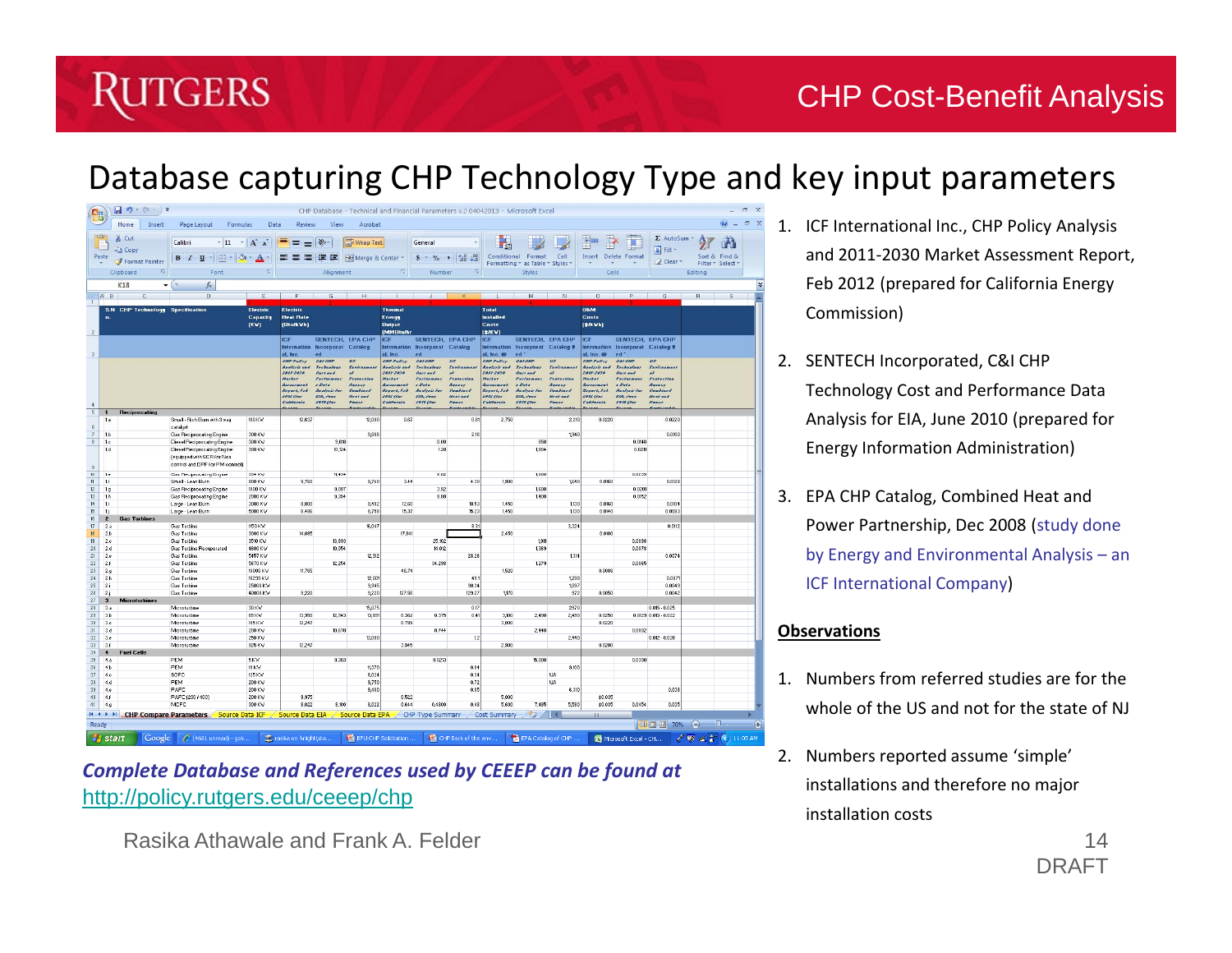# CHP Cost-Benefit Analysis

## Database capturing CHP Technology Type and key input parameters

1. ICF International Inc., CHP Policy Analysis and 2011-2030 Market Assessment Report, Feb 2012 (prepared for California Energy Commission)

2. SENTECH Incorporated, C&I CHP Technology Cost and Performance Data Analysis for EIA, June 2010 (prepared for Energy Information Administration)

3. EPA CHP Catalog, Combined Heat and Power Partnership, Dec 2008 (study done by Energy and Environmental Analysis – an ICF International Company)

**Observations**

1. Numbers from referred studies are for the whole of the US and not for the state of NJ

2. Numbers reported assume 'simple' installations and therefore no major installation costs

***Complete Database and References used by CEEEP can be found at***
http://policy.rutgers.edu/ceeep/chp

Rasika Athawale and Frank A. Felder

DRAFT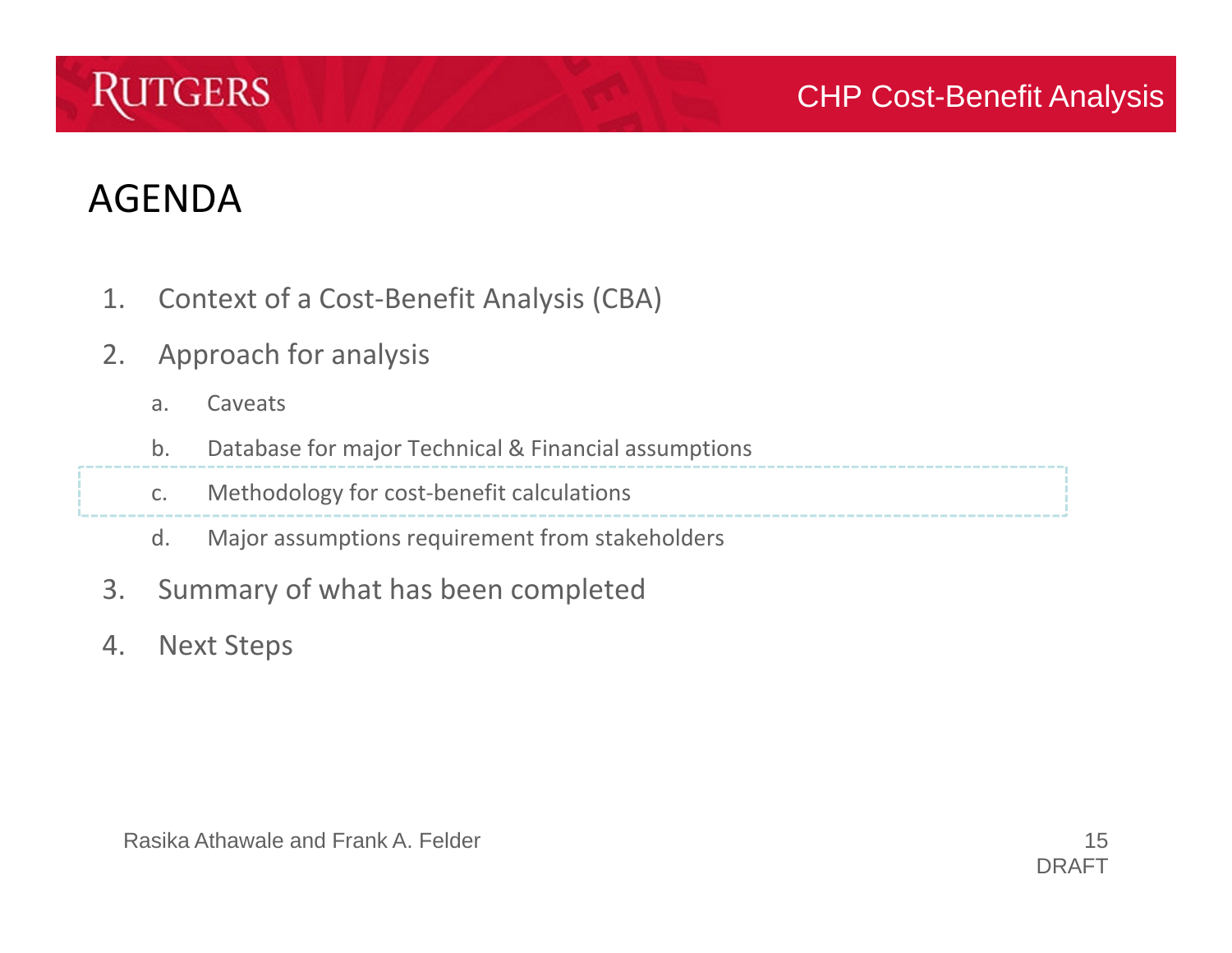# AGENDA

1. Context of a Cost-Benefit Analysis (CBA)
2. Approach for analysis
   a. Caveats
   b. Database for major Technical & Financial assumptions
   c. Methodology for cost-benefit calculations
   d. Major assumptions requirement from stakeholders
3. Summary of what has been completed
4. Next Steps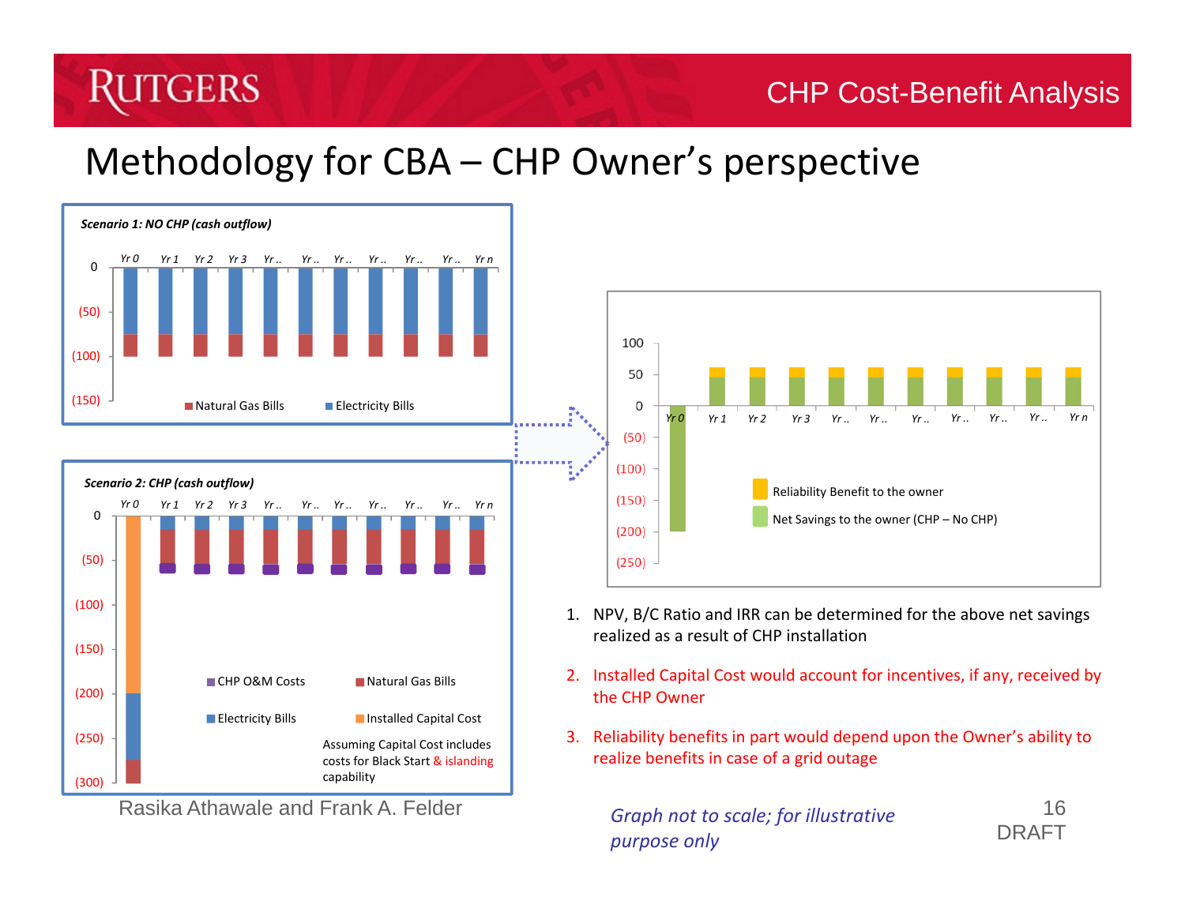# Methodology for CBA – CHP Owner's perspective

*Scenario 1: NO CHP (cash outflow)*

Yr 0 Yr 1 Yr 2 Yr 3 Yr .. Yr .. Yr .. Yr .. Yr .. Yr .. Yr n

0
(50)
(100)
(150)

Natural Gas Bills
Electricity Bills

*Scenario 2: CHP (cash outflow)*

Yr 0 Yr 1 Yr 2 Yr 3 Yr .. Yr .. Yr .. Yr .. Yr .. Yr .. Yr n

0
(50)
(100)
(150)
(200)
(250)
(300)

CHP O&M Costs
Natural Gas Bills
Electricity Bills
Installed Capital Cost

Assuming Capital Cost includes costs for Black Start & islanding capability

100
50
0
(50)
(100)
(150)
(200)
(250)

Yr 0 Yr 1 Yr 2 Yr 3 Yr .. Yr .. Yr .. Yr .. Yr .. Yr .. Yr n

Reliability Benefit to the owner
Net Savings to the owner (CHP – No CHP)

1. NPV, B/C Ratio and IRR can be determined for the above net savings realized as a result of CHP installation
2. Installed Capital Cost would account for incentives, if any, received by the CHP Owner
3. Reliability benefits in part would depend upon the Owner's ability to realize benefits in case of a grid outage

*Graph not to scale; for illustrative purpose only*

DRAFT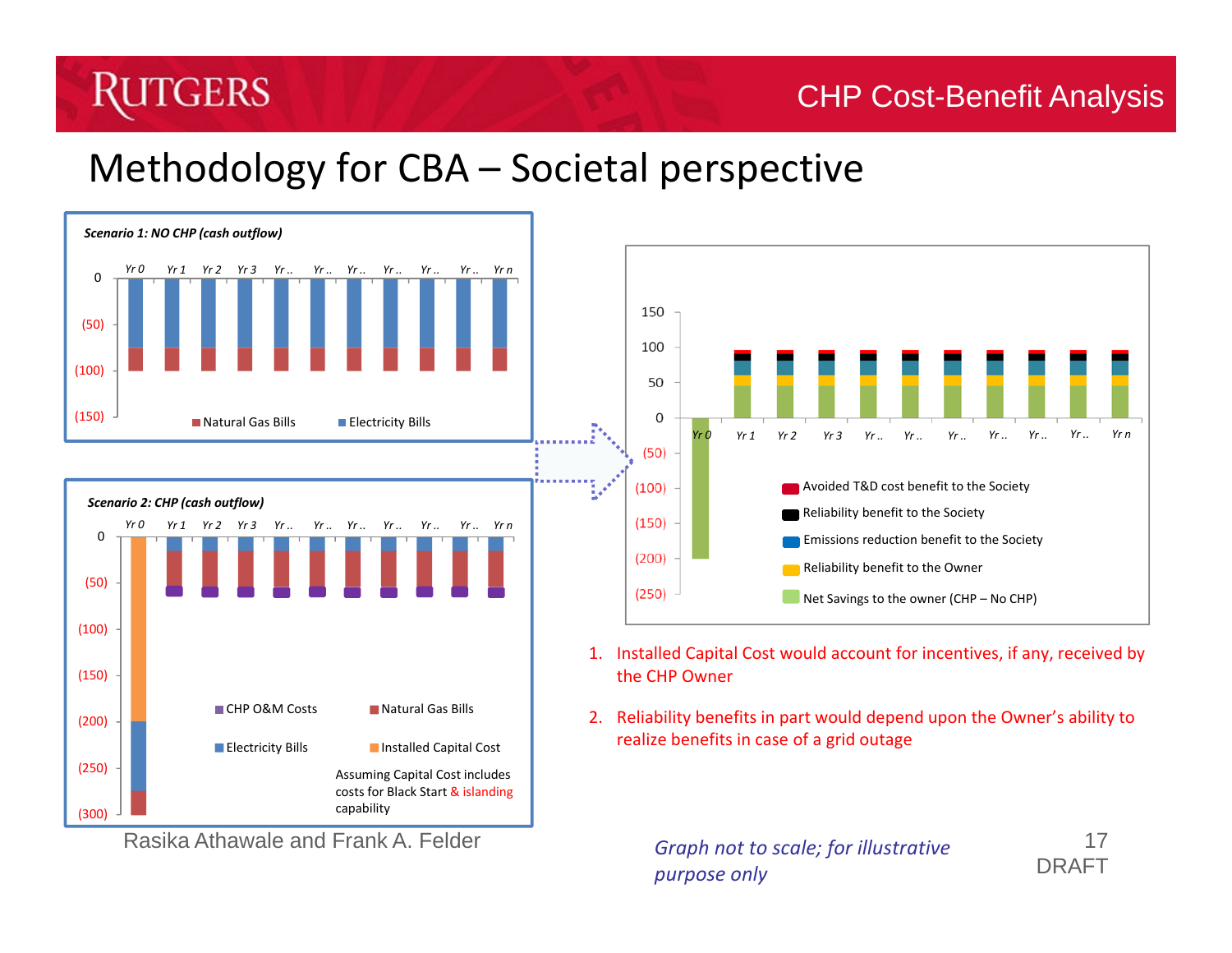# Methodology for CBA – Societal perspective

**Scenario 1: NO CHP (cash outflow)**

Yr 0, Yr 1, Yr 2, Yr 3, Yr .., Yr .., Yr .., Yr .., Yr .., Yr .., Yr n

0, (50), (100), (150)

Natural Gas Bills — Electricity Bills

**Scenario 2: CHP (cash outflow)**

Yr 0, Yr 1, Yr 2, Yr 3, Yr .., Yr .., Yr .., Yr .., Yr .., Yr .., Yr n

0, (50), (100), (150), (200), (250), (300)

CHP O&M Costs — Natural Gas Bills — Electricity Bills — Installed Capital Cost

Assuming Capital Cost includes costs for Black Start & islanding capability

150, 100, 50, 0, (50), (100), (150), (200), (250)

Yr 0, Yr 1, Yr 2, Yr 3, Yr .., Yr .., Yr .., Yr .., Yr .., Yr .., Yr n

- Avoided T&D cost benefit to the Society
- Reliability benefit to the Society
- Emissions reduction benefit to the Society
- Reliability benefit to the Owner
- Net Savings to the owner (CHP – No CHP)

1. Installed Capital Cost would account for incentives, if any, received by the CHP Owner
2. Reliability benefits in part would depend upon the Owner's ability to realize benefits in case of a grid outage

*Graph not to scale; for illustrative purpose only*

Rasika Athawale and Frank A. Felder

DRAFT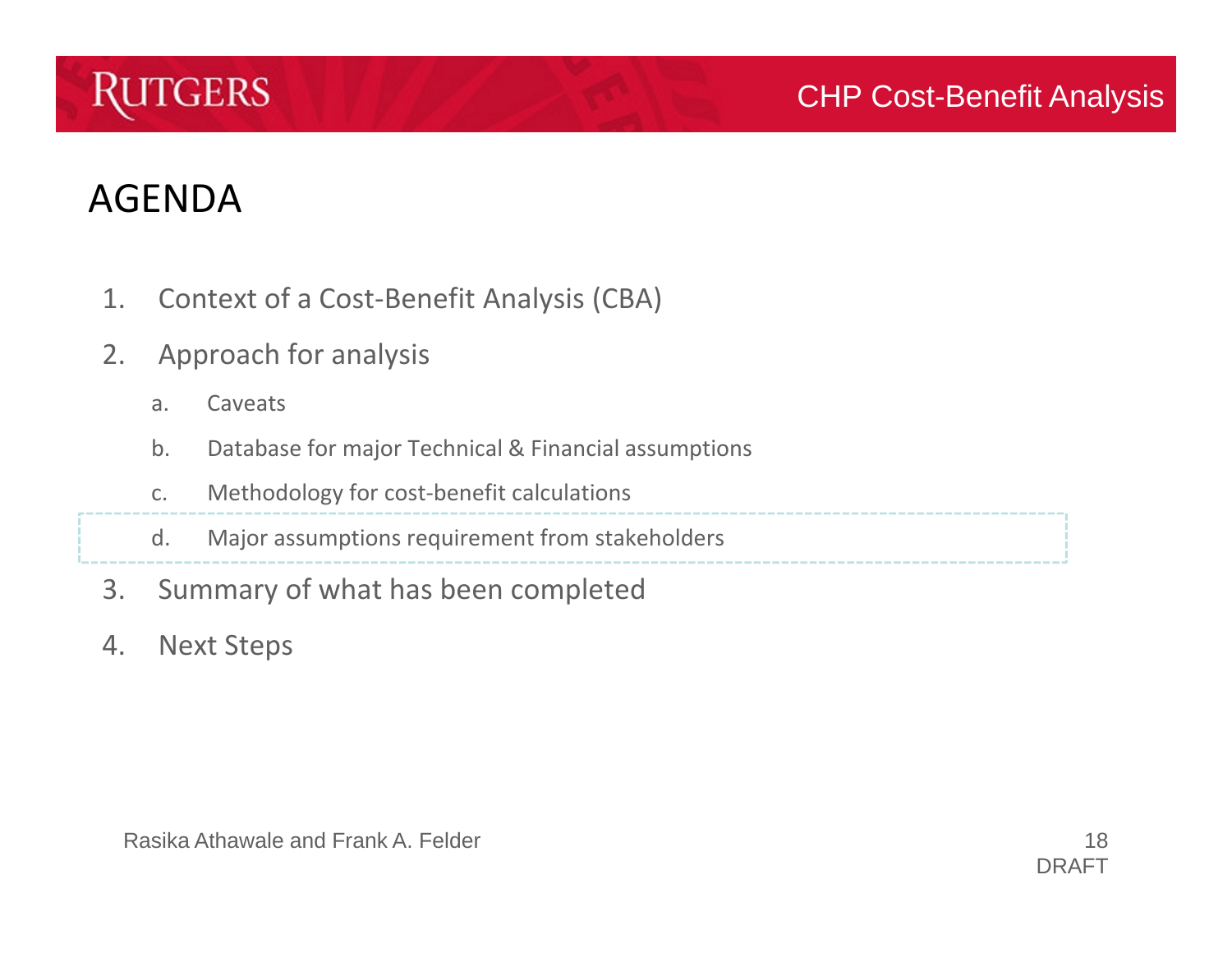# AGENDA

1. Context of a Cost-Benefit Analysis (CBA)
2. Approach for analysis
   a. Caveats
   b. Database for major Technical & Financial assumptions
   c. Methodology for cost-benefit calculations
   d. Major assumptions requirement from stakeholders
3. Summary of what has been completed
4. Next Steps

Rasika Athawale and Frank A. Felder

DRAFT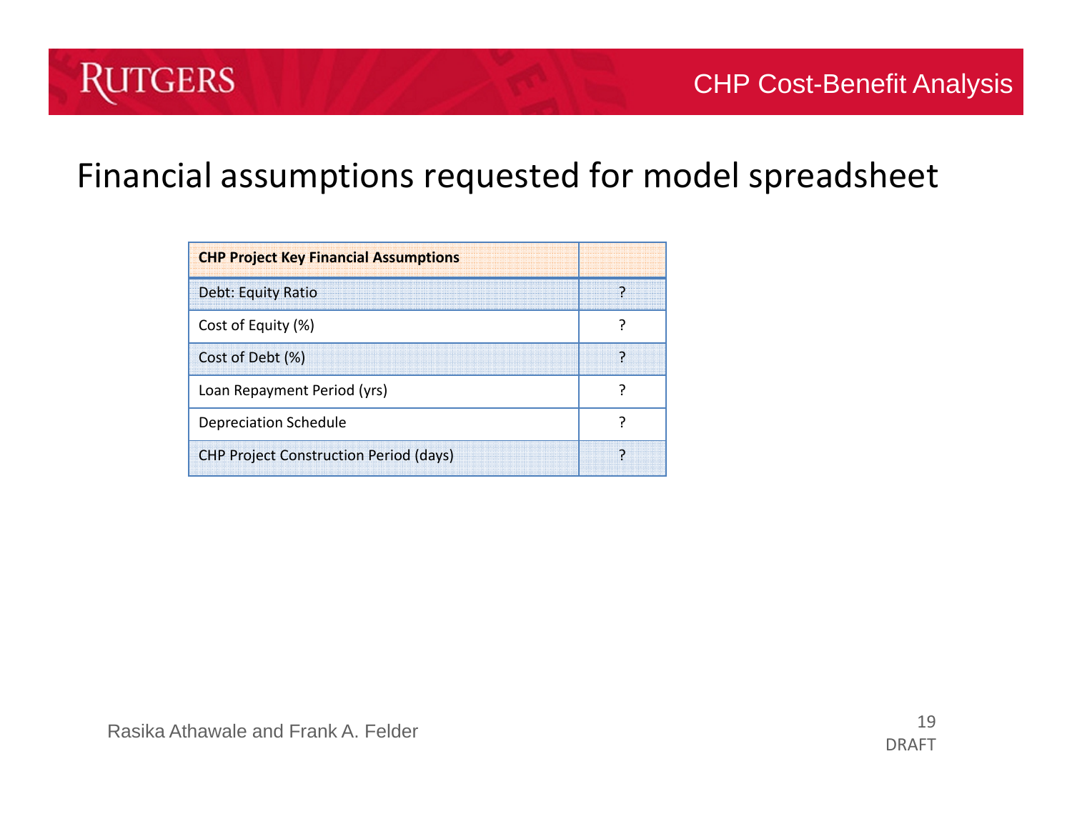# Financial assumptions requested for model spreadsheet

| **CHP Project Key Financial Assumptions** | |
|---|---|
| Debt: Equity Ratio | ? |
| Cost of Equity (%) | ? |
| Cost of Debt (%) | ? |
| Loan Repayment Period (yrs) | ? |
| Depreciation Schedule | ? |
| CHP Project Construction Period (days) | ? |

Rasika Athawale and Frank A. Felder

DRAFT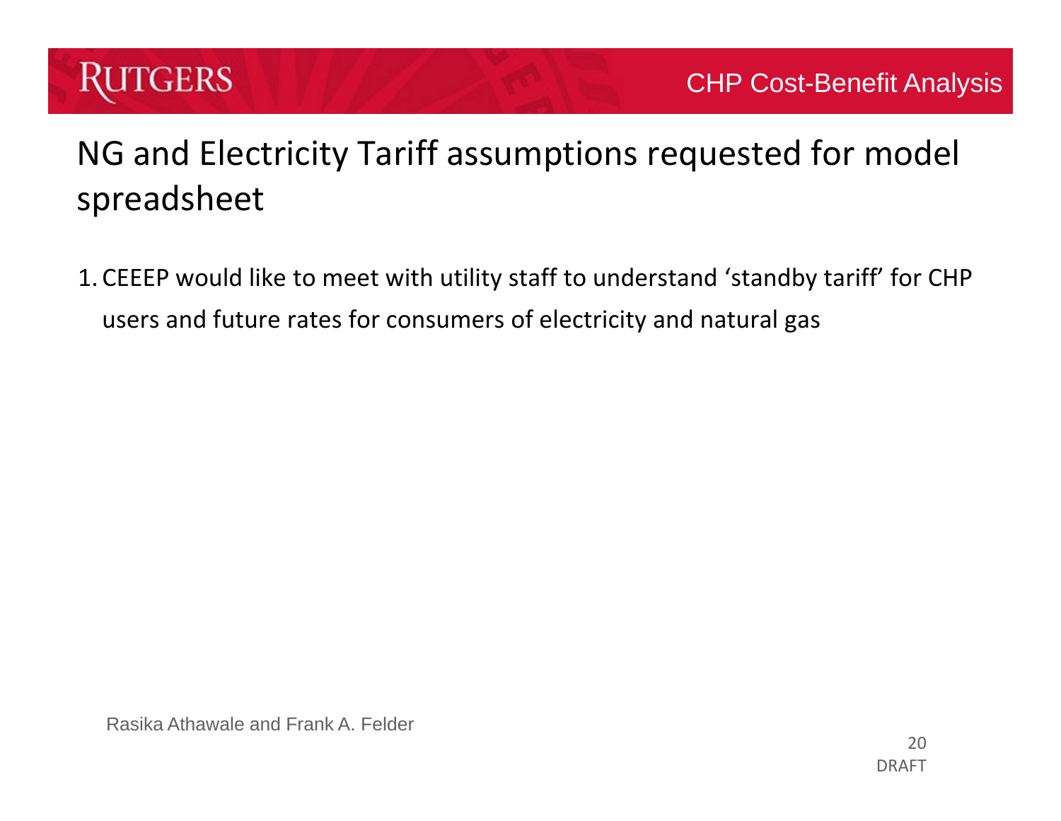# NG and Electricity Tariff assumptions requested for model spreadsheet

1. CEEEP would like to meet with utility staff to understand 'standby tariff' for CHP users and future rates for consumers of electricity and natural gas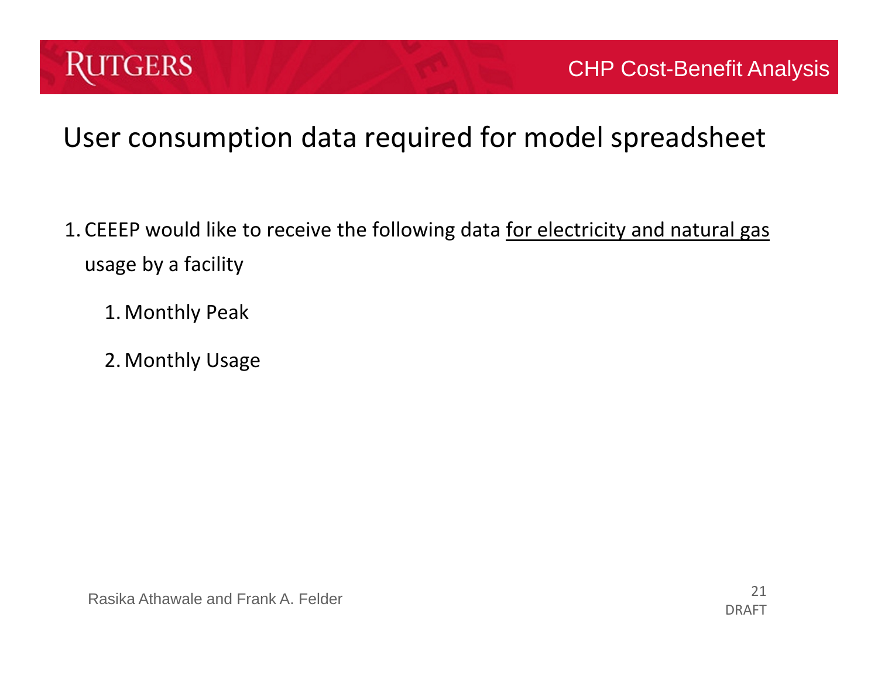## User consumption data required for model spreadsheet

1. CEEEP would like to receive the following data <u>for electricity and natural gas</u> usage by a facility
   1. Monthly Peak
   2. Monthly Usage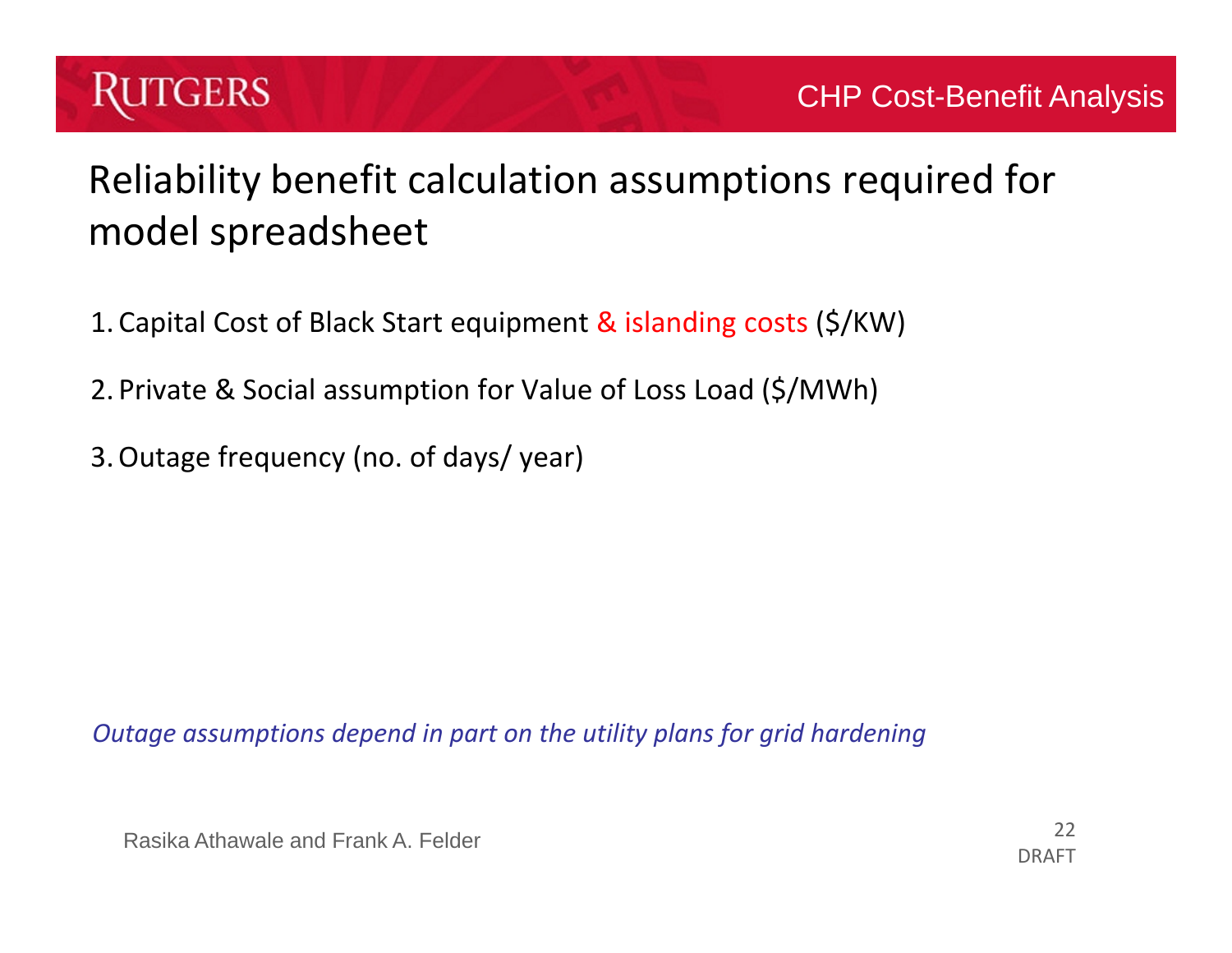# Reliability benefit calculation assumptions required for model spreadsheet

1. Capital Cost of Black Start equipment & islanding costs ($/KW)
2. Private & Social assumption for Value of Loss Load ($/MWh)
3. Outage frequency (no. of days/ year)

*Outage assumptions depend in part on the utility plans for grid hardening*

DRAFT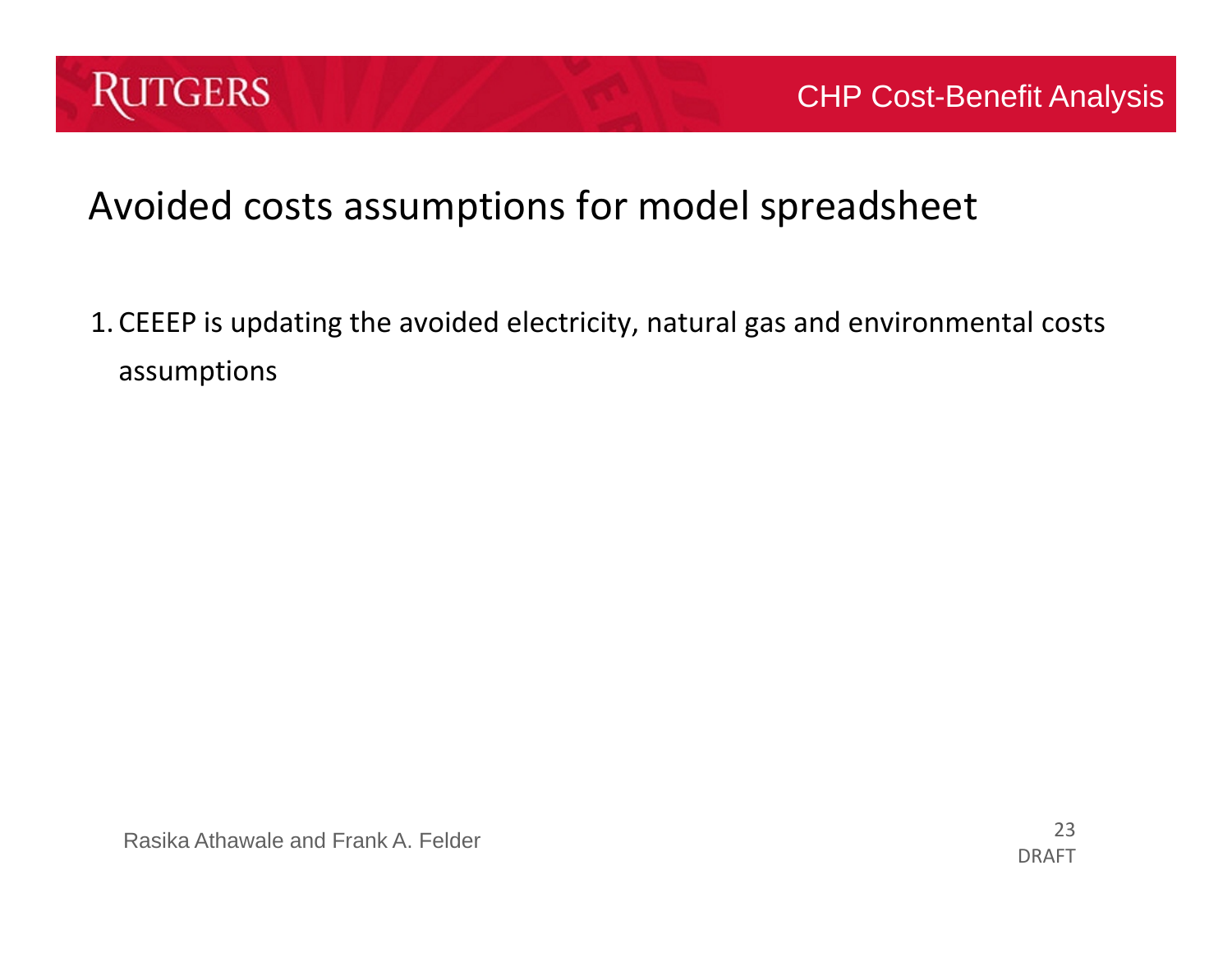# Avoided costs assumptions for model spreadsheet

1. CEEEP is updating the avoided electricity, natural gas and environmental costs assumptions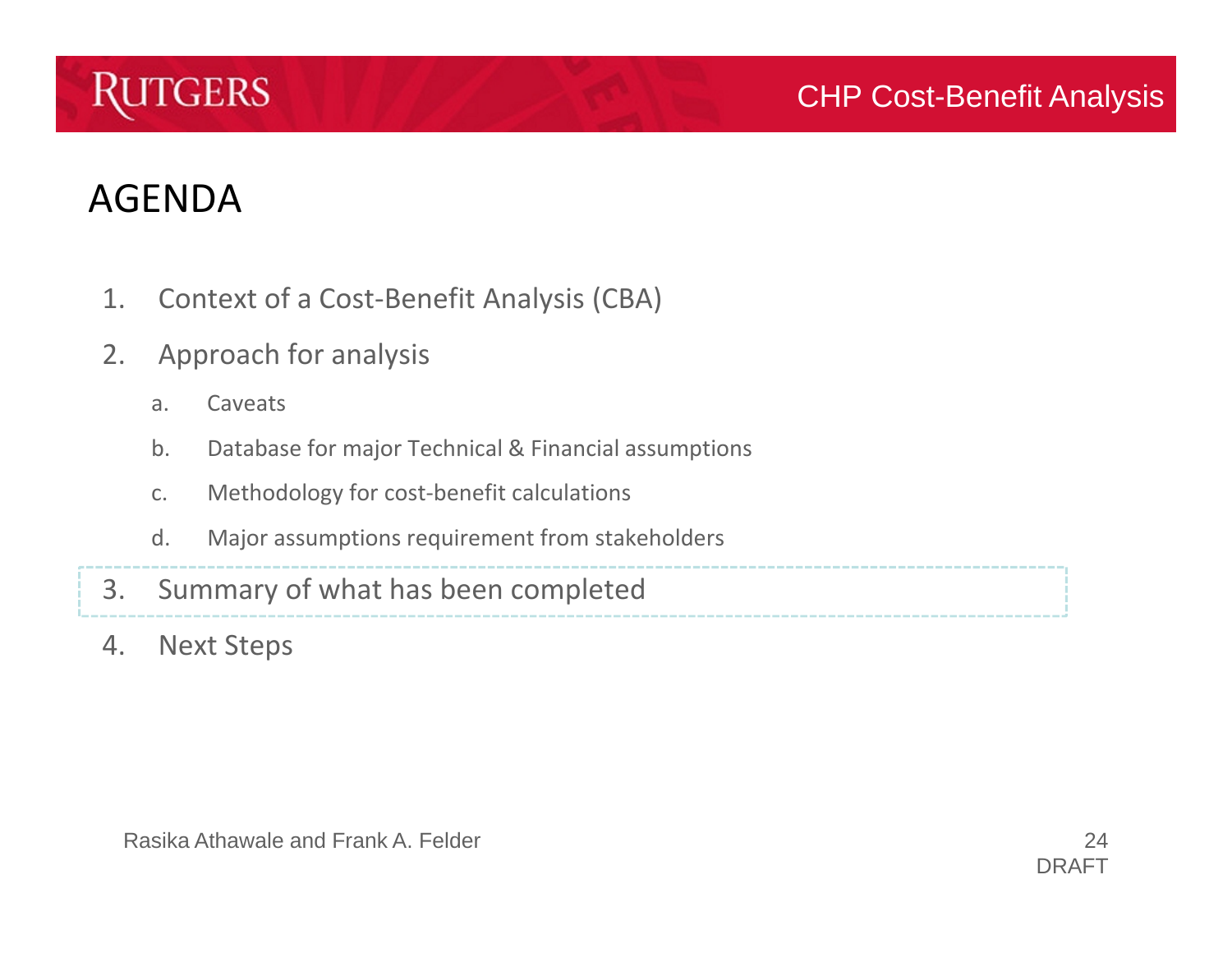# AGENDA

1. Context of a Cost-Benefit Analysis (CBA)
2. Approach for analysis
   a. Caveats
   b. Database for major Technical & Financial assumptions
   c. Methodology for cost-benefit calculations
   d. Major assumptions requirement from stakeholders
3. Summary of what has been completed
4. Next Steps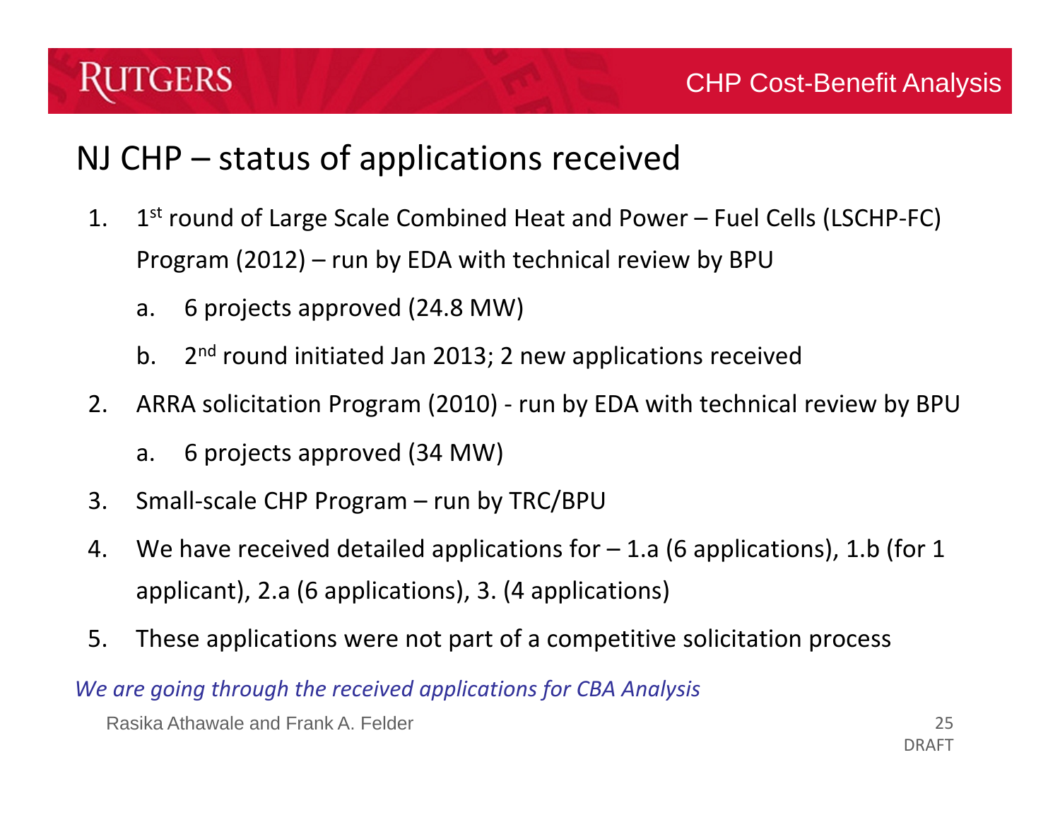# NJ CHP – status of applications received

1. 1st round of Large Scale Combined Heat and Power – Fuel Cells (LSCHP-FC) Program (2012) – run by EDA with technical review by BPU
   a. 6 projects approved (24.8 MW)
   b. 2nd round initiated Jan 2013; 2 new applications received
2. ARRA solicitation Program (2010) - run by EDA with technical review by BPU
   a. 6 projects approved (34 MW)
3. Small-scale CHP Program – run by TRC/BPU
4. We have received detailed applications for – 1.a (6 applications), 1.b (for 1 applicant), 2.a (6 applications), 3. (4 applications)
5. These applications were not part of a competitive solicitation process

*We are going through the received applications for CBA Analysis*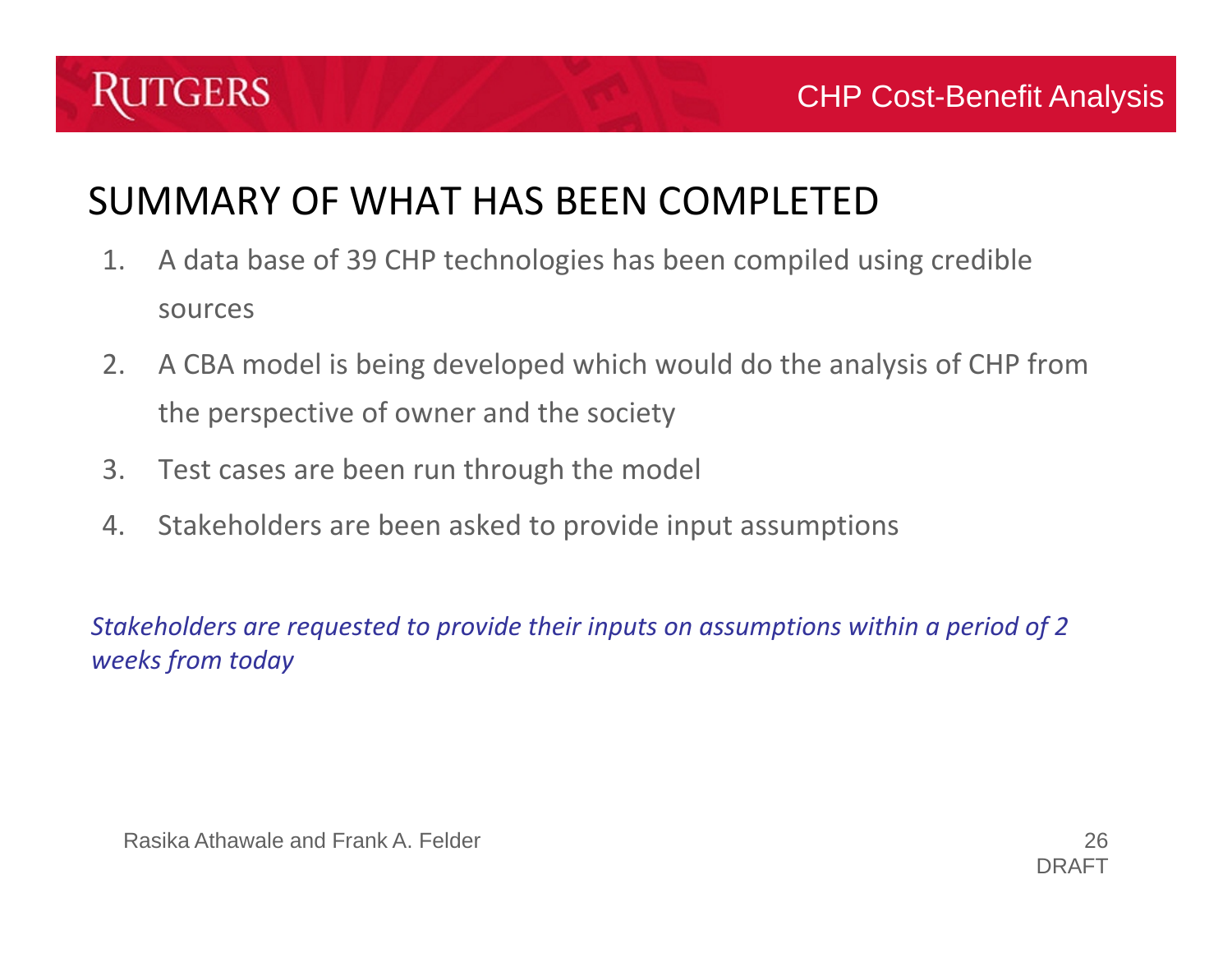## SUMMARY OF WHAT HAS BEEN COMPLETED

1. A data base of 39 CHP technologies has been compiled using credible sources
2. A CBA model is being developed which would do the analysis of CHP from the perspective of owner and the society
3. Test cases are been run through the model
4. Stakeholders are been asked to provide input assumptions

*Stakeholders are requested to provide their inputs on assumptions within a period of 2 weeks from today*

DRAFT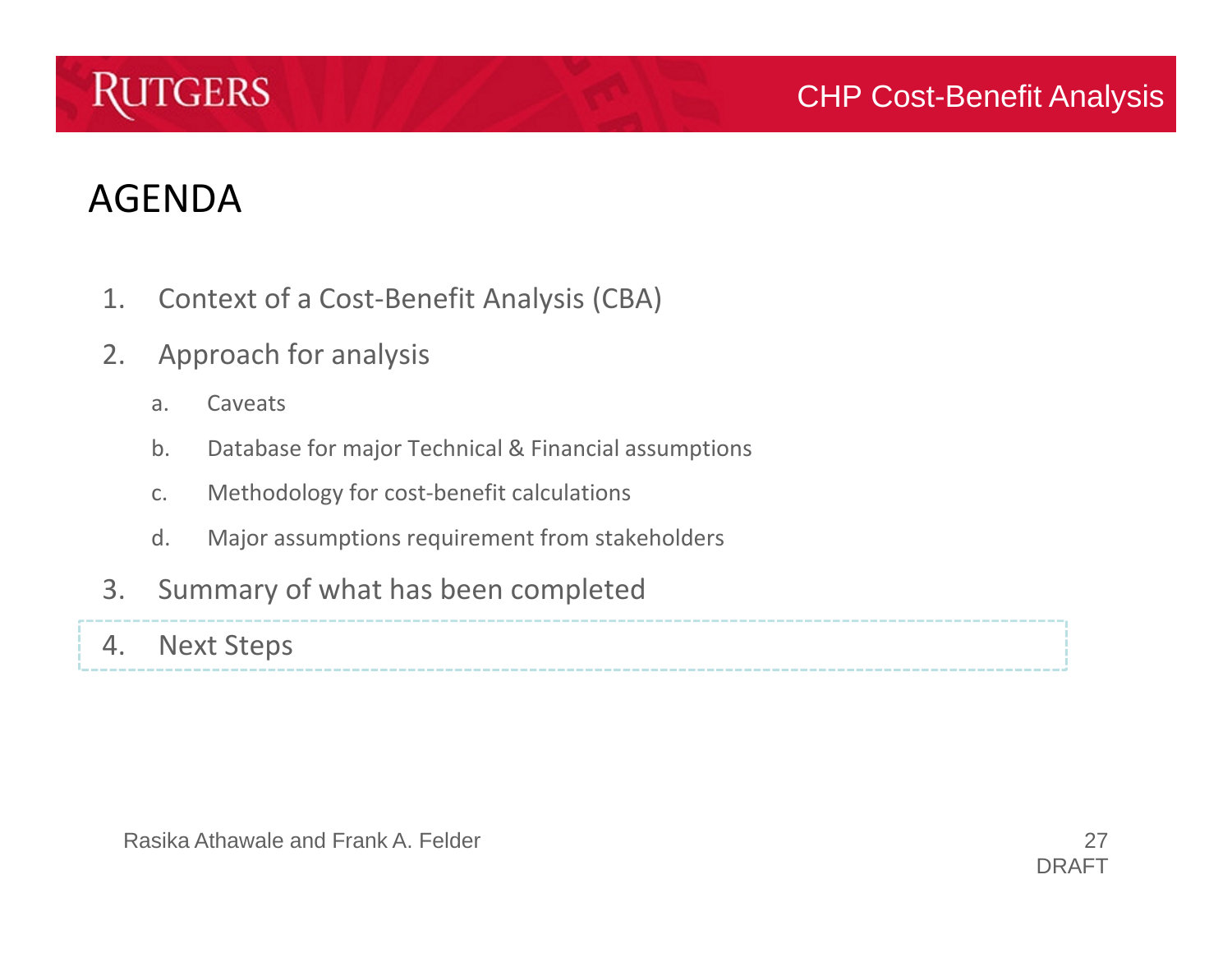# AGENDA

1. Context of a Cost-Benefit Analysis (CBA)
2. Approach for analysis
   a. Caveats
   b. Database for major Technical & Financial assumptions
   c. Methodology for cost-benefit calculations
   d. Major assumptions requirement from stakeholders
3. Summary of what has been completed
4. Next Steps

Rasika Athawale and Frank A. Felder

DRAFT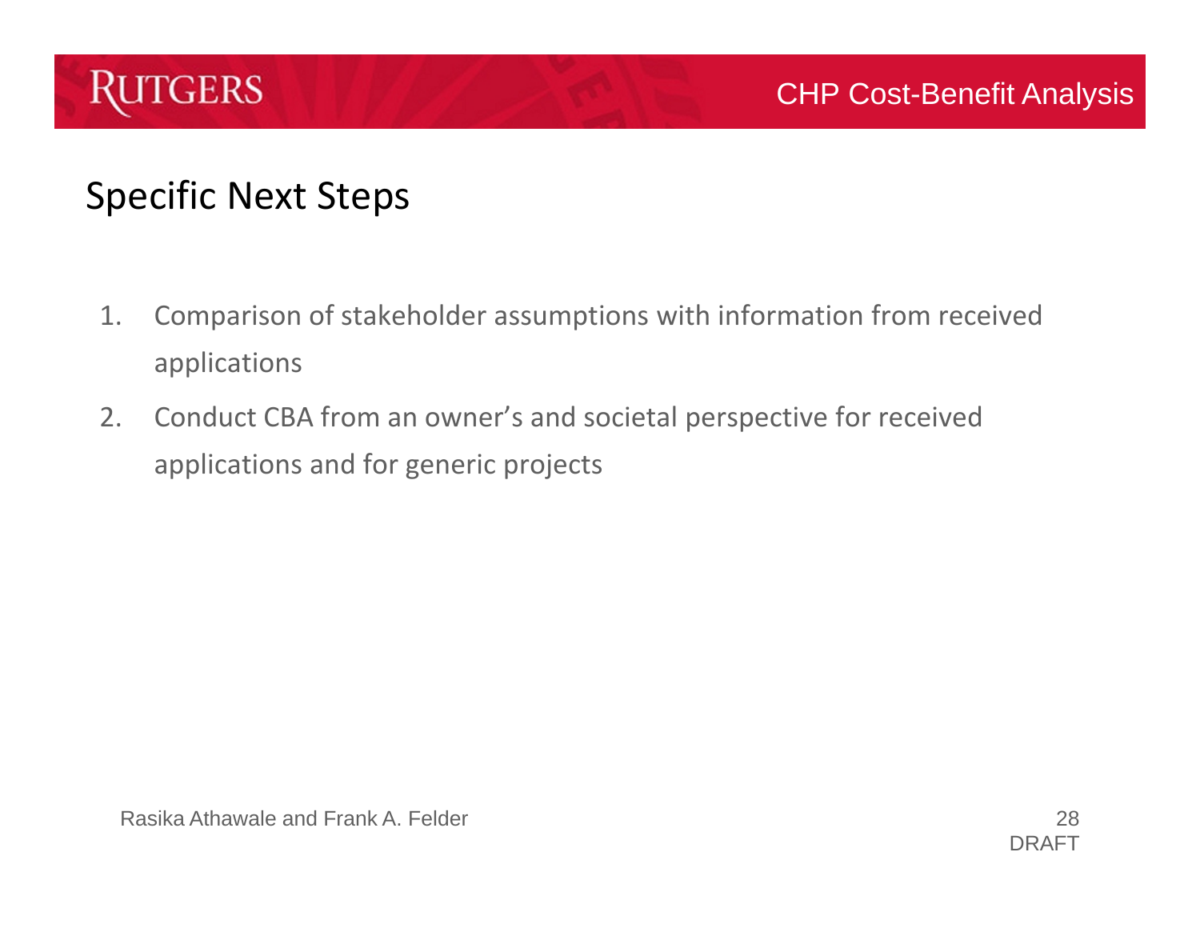## Specific Next Steps

1. Comparison of stakeholder assumptions with information from received applications
2. Conduct CBA from an owner's and societal perspective for received applications and for generic projects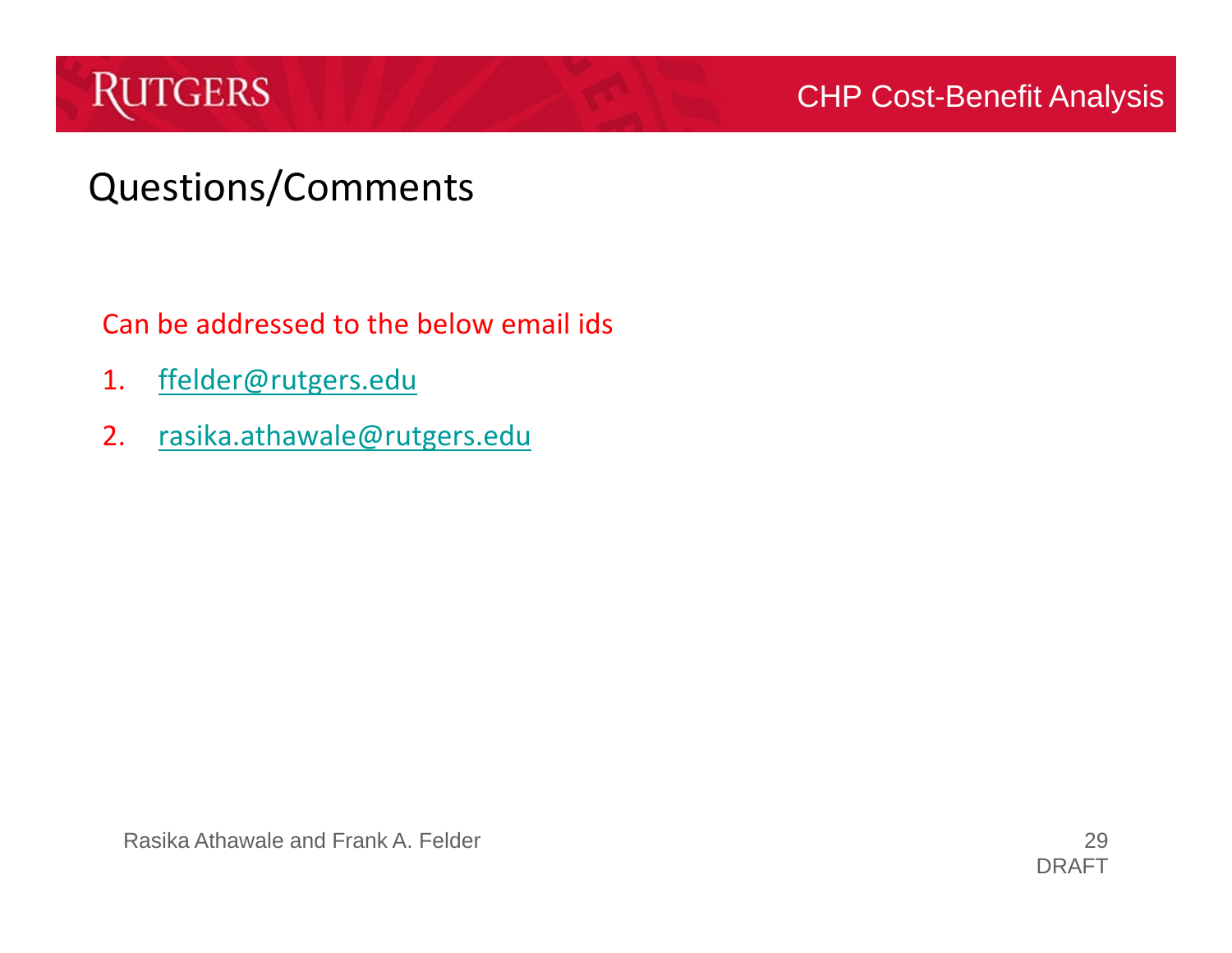## Questions/Comments

Can be addressed to the below email ids

1. ffelder@rutgers.edu
2. rasika.athawale@rutgers.edu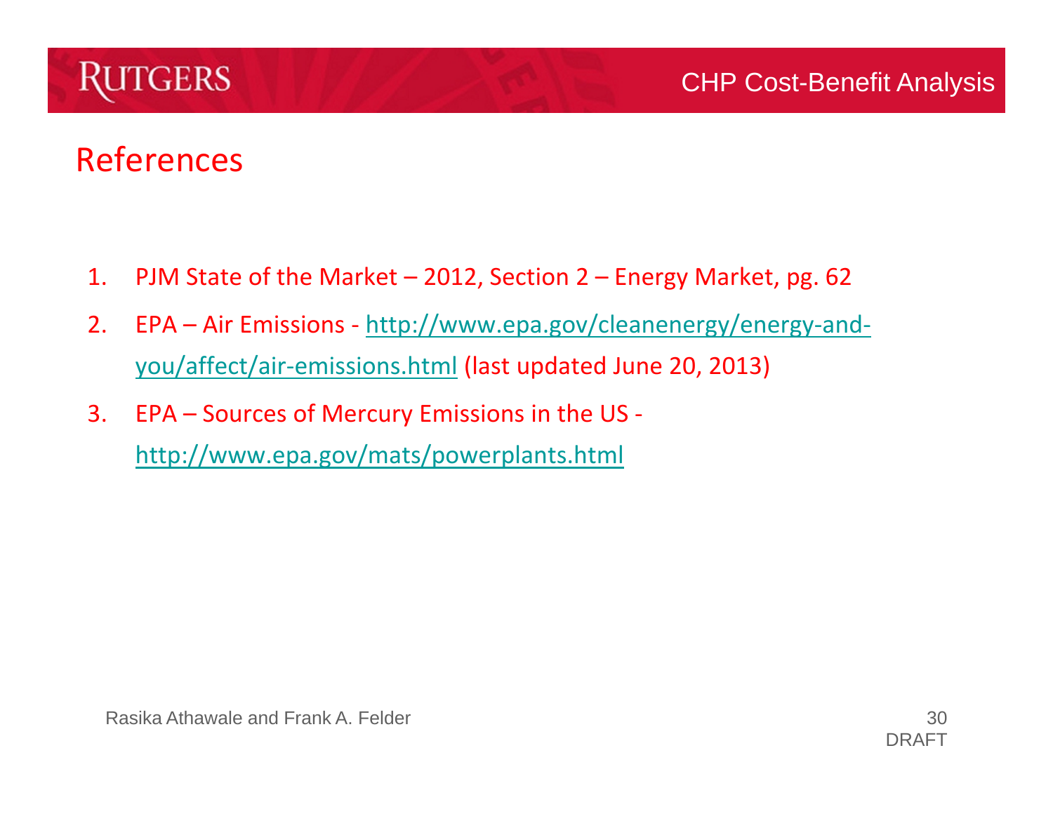## References

1. PJM State of the Market – 2012, Section 2 – Energy Market, pg. 62
2. EPA – Air Emissions - http://www.epa.gov/cleanenergy/energy-and-you/affect/air-emissions.html (last updated June 20, 2013)
3. EPA – Sources of Mercury Emissions in the US - http://www.epa.gov/mats/powerplants.html